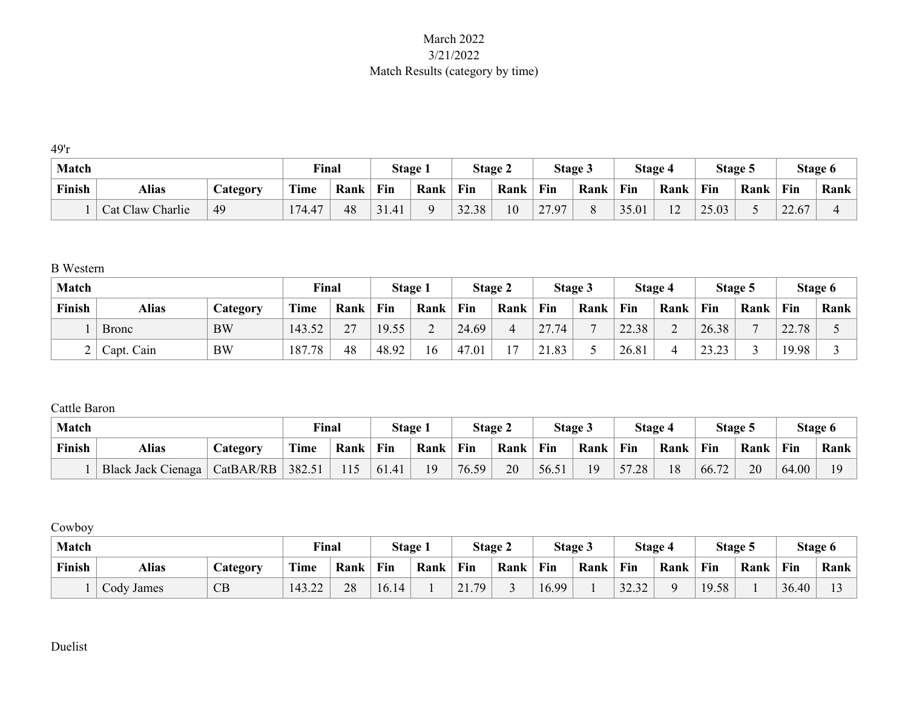March 2022
3/21/2022
Match Results (category by time)

49'r

| Match | | | Final | | Stage 1 | | Stage 2 | | Stage 3 | | Stage 4 | | Stage 5 | | Stage 6 | |
|---|---|---|---|---|---|---|---|---|---|---|---|---|---|---|---|---|
| Finish | Alias | Category | Time | Rank | Fin | Rank | Fin | Rank | Fin | Rank | Fin | Rank | Fin | Rank | Fin | Rank |
| 1 | Cat Claw Charlie | 49 | 174.47 | 48 | 31.41 | 9 | 32.38 | 10 | 27.97 | 8 | 35.01 | 12 | 25.03 | 5 | 22.67 | 4 |

B Western

| Match | | | Final | | Stage 1 | | Stage 2 | | Stage 3 | | Stage 4 | | Stage 5 | | Stage 6 | |
|---|---|---|---|---|---|---|---|---|---|---|---|---|---|---|---|---|
| Finish | Alias | Category | Time | Rank | Fin | Rank | Fin | Rank | Fin | Rank | Fin | Rank | Fin | Rank | Fin | Rank |
| 1 | Bronc | BW | 143.52 | 27 | 19.55 | 2 | 24.69 | 4 | 27.74 | 7 | 22.38 | 2 | 26.38 | 7 | 22.78 | 5 |
| 2 | Capt. Cain | BW | 187.78 | 48 | 48.92 | 16 | 47.01 | 17 | 21.83 | 5 | 26.81 | 4 | 23.23 | 3 | 19.98 | 3 |

Cattle Baron

| Match | | | Final | | Stage 1 | | Stage 2 | | Stage 3 | | Stage 4 | | Stage 5 | | Stage 6 | |
|---|---|---|---|---|---|---|---|---|---|---|---|---|---|---|---|---|
| Finish | Alias | Category | Time | Rank | Fin | Rank | Fin | Rank | Fin | Rank | Fin | Rank | Fin | Rank | Fin | Rank |
| 1 | Black Jack Cienaga | CatBAR/RB | 382.51 | 115 | 61.41 | 19 | 76.59 | 20 | 56.51 | 19 | 57.28 | 18 | 66.72 | 20 | 64.00 | 19 |

Cowboy

| Match | | | Final | | Stage 1 | | Stage 2 | | Stage 3 | | Stage 4 | | Stage 5 | | Stage 6 | |
|---|---|---|---|---|---|---|---|---|---|---|---|---|---|---|---|---|
| Finish | Alias | Category | Time | Rank | Fin | Rank | Fin | Rank | Fin | Rank | Fin | Rank | Fin | Rank | Fin | Rank |
| 1 | Cody James | CB | 143.22 | 28 | 16.14 | 1 | 21.79 | 3 | 16.99 | 1 | 32.32 | 9 | 19.58 | 1 | 36.40 | 13 |

Duelist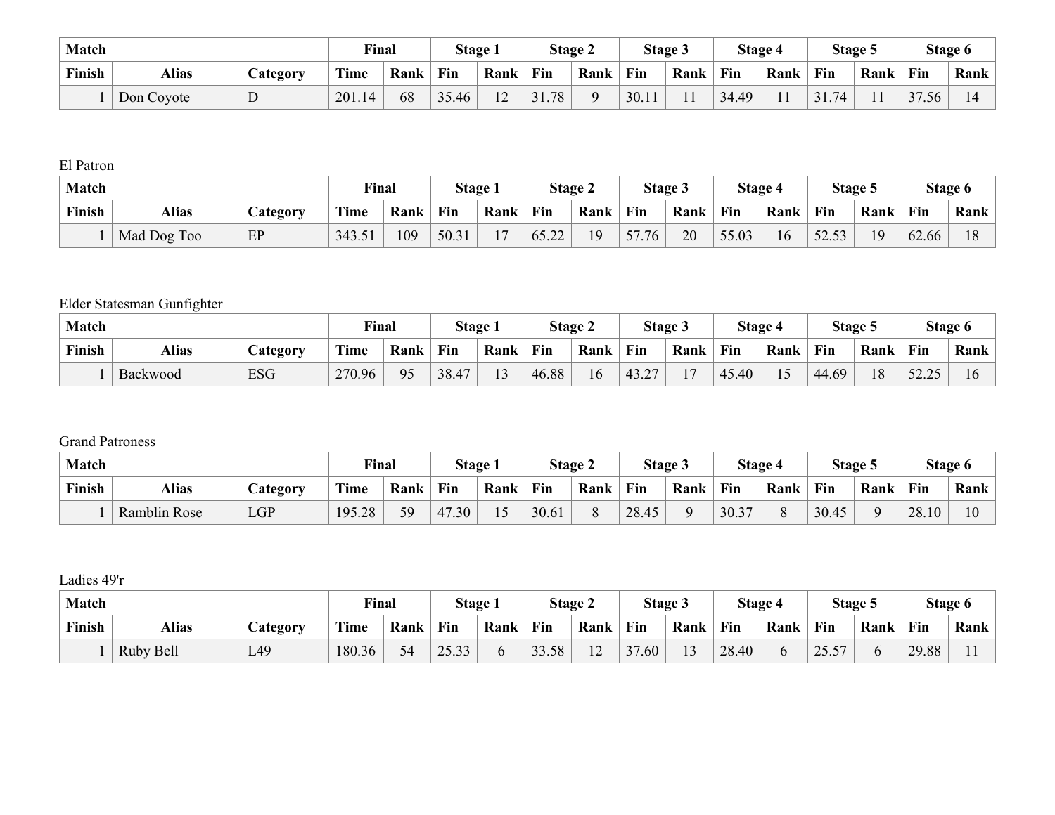| Match | | | Final | | Stage 1 | | Stage 2 | | Stage 3 | | Stage 4 | | Stage 5 | | Stage 6 | |
|---|---|---|---|---|---|---|---|---|---|---|---|---|---|---|---|---|
| Finish | Alias | Category | Time | Rank | Fin | Rank | Fin | Rank | Fin | Rank | Fin | Rank | Fin | Rank | Fin | Rank |
| 1 | Don Coyote | D | 201.14 | 68 | 35.46 | 12 | 31.78 | 9 | 30.11 | 11 | 34.49 | 11 | 31.74 | 11 | 37.56 | 14 |

El Patron

| Match | | | Final | | Stage 1 | | Stage 2 | | Stage 3 | | Stage 4 | | Stage 5 | | Stage 6 | |
|---|---|---|---|---|---|---|---|---|---|---|---|---|---|---|---|---|
| Finish | Alias | Category | Time | Rank | Fin | Rank | Fin | Rank | Fin | Rank | Fin | Rank | Fin | Rank | Fin | Rank |
| 1 | Mad Dog Too | EP | 343.51 | 109 | 50.31 | 17 | 65.22 | 19 | 57.76 | 20 | 55.03 | 16 | 52.53 | 19 | 62.66 | 18 |

Elder Statesman Gunfighter

| Match | | | Final | | Stage 1 | | Stage 2 | | Stage 3 | | Stage 4 | | Stage 5 | | Stage 6 | |
|---|---|---|---|---|---|---|---|---|---|---|---|---|---|---|---|---|
| Finish | Alias | Category | Time | Rank | Fin | Rank | Fin | Rank | Fin | Rank | Fin | Rank | Fin | Rank | Fin | Rank |
| 1 | Backwood | ESG | 270.96 | 95 | 38.47 | 13 | 46.88 | 16 | 43.27 | 17 | 45.40 | 15 | 44.69 | 18 | 52.25 | 16 |

Grand Patroness

| Match | | | Final | | Stage 1 | | Stage 2 | | Stage 3 | | Stage 4 | | Stage 5 | | Stage 6 | |
|---|---|---|---|---|---|---|---|---|---|---|---|---|---|---|---|---|
| Finish | Alias | Category | Time | Rank | Fin | Rank | Fin | Rank | Fin | Rank | Fin | Rank | Fin | Rank | Fin | Rank |
| 1 | Ramblin Rose | LGP | 195.28 | 59 | 47.30 | 15 | 30.61 | 8 | 28.45 | 9 | 30.37 | 8 | 30.45 | 9 | 28.10 | 10 |

Ladies 49'r

| Match | | | Final | | Stage 1 | | Stage 2 | | Stage 3 | | Stage 4 | | Stage 5 | | Stage 6 | |
|---|---|---|---|---|---|---|---|---|---|---|---|---|---|---|---|---|
| Finish | Alias | Category | Time | Rank | Fin | Rank | Fin | Rank | Fin | Rank | Fin | Rank | Fin | Rank | Fin | Rank |
| 1 | Ruby Bell | L49 | 180.36 | 54 | 25.33 | 6 | 33.58 | 12 | 37.60 | 13 | 28.40 | 6 | 25.57 | 6 | 29.88 | 11 |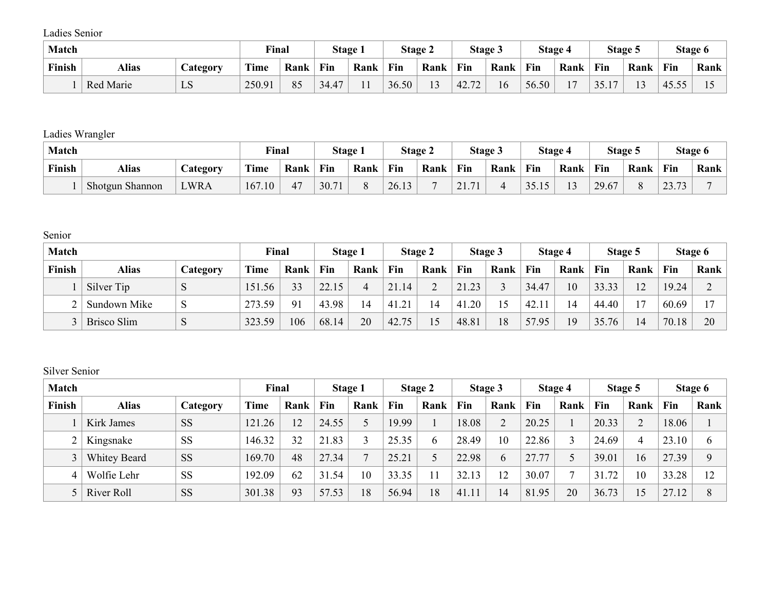Ladies Senior

| Match | | | Final | | Stage 1 | | Stage 2 | | Stage 3 | | Stage 4 | | Stage 5 | | Stage 6 | |
|---|---|---|---|---|---|---|---|---|---|---|---|---|---|---|---|---|
| **Finish** | **Alias** | **Category** | **Time** | **Rank** | **Fin** | **Rank** | **Fin** | **Rank** | **Fin** | **Rank** | **Fin** | **Rank** | **Fin** | **Rank** | **Fin** | **Rank** |
| 1 | Red Marie | LS | 250.91 | 85 | 34.47 | 11 | 36.50 | 13 | 42.72 | 16 | 56.50 | 17 | 35.17 | 13 | 45.55 | 15 |

Ladies Wrangler

| Match | | | Final | | Stage 1 | | Stage 2 | | Stage 3 | | Stage 4 | | Stage 5 | | Stage 6 | |
|---|---|---|---|---|---|---|---|---|---|---|---|---|---|---|---|---|
| **Finish** | **Alias** | **Category** | **Time** | **Rank** | **Fin** | **Rank** | **Fin** | **Rank** | **Fin** | **Rank** | **Fin** | **Rank** | **Fin** | **Rank** | **Fin** | **Rank** |
| 1 | Shotgun Shannon | LWRA | 167.10 | 47 | 30.71 | 8 | 26.13 | 7 | 21.71 | 4 | 35.15 | 13 | 29.67 | 8 | 23.73 | 7 |

Senior

| Match | | | Final | | Stage 1 | | Stage 2 | | Stage 3 | | Stage 4 | | Stage 5 | | Stage 6 | |
|---|---|---|---|---|---|---|---|---|---|---|---|---|---|---|---|---|
| **Finish** | **Alias** | **Category** | **Time** | **Rank** | **Fin** | **Rank** | **Fin** | **Rank** | **Fin** | **Rank** | **Fin** | **Rank** | **Fin** | **Rank** | **Fin** | **Rank** |
| 1 | Silver Tip | S | 151.56 | 33 | 22.15 | 4 | 21.14 | 2 | 21.23 | 3 | 34.47 | 10 | 33.33 | 12 | 19.24 | 2 |
| 2 | Sundown Mike | S | 273.59 | 91 | 43.98 | 14 | 41.21 | 14 | 41.20 | 15 | 42.11 | 14 | 44.40 | 17 | 60.69 | 17 |
| 3 | Brisco Slim | S | 323.59 | 106 | 68.14 | 20 | 42.75 | 15 | 48.81 | 18 | 57.95 | 19 | 35.76 | 14 | 70.18 | 20 |

Silver Senior

| Match | | | Final | | Stage 1 | | Stage 2 | | Stage 3 | | Stage 4 | | Stage 5 | | Stage 6 | |
|---|---|---|---|---|---|---|---|---|---|---|---|---|---|---|---|---|
| **Finish** | **Alias** | **Category** | **Time** | **Rank** | **Fin** | **Rank** | **Fin** | **Rank** | **Fin** | **Rank** | **Fin** | **Rank** | **Fin** | **Rank** | **Fin** | **Rank** |
| 1 | Kirk James | SS | 121.26 | 12 | 24.55 | 5 | 19.99 | 1 | 18.08 | 2 | 20.25 | 1 | 20.33 | 2 | 18.06 | 1 |
| 2 | Kingsnake | SS | 146.32 | 32 | 21.83 | 3 | 25.35 | 6 | 28.49 | 10 | 22.86 | 3 | 24.69 | 4 | 23.10 | 6 |
| 3 | Whitey Beard | SS | 169.70 | 48 | 27.34 | 7 | 25.21 | 5 | 22.98 | 6 | 27.77 | 5 | 39.01 | 16 | 27.39 | 9 |
| 4 | Wolfie Lehr | SS | 192.09 | 62 | 31.54 | 10 | 33.35 | 11 | 32.13 | 12 | 30.07 | 7 | 31.72 | 10 | 33.28 | 12 |
| 5 | River Roll | SS | 301.38 | 93 | 57.53 | 18 | 56.94 | 18 | 41.11 | 14 | 81.95 | 20 | 36.73 | 15 | 27.12 | 8 |